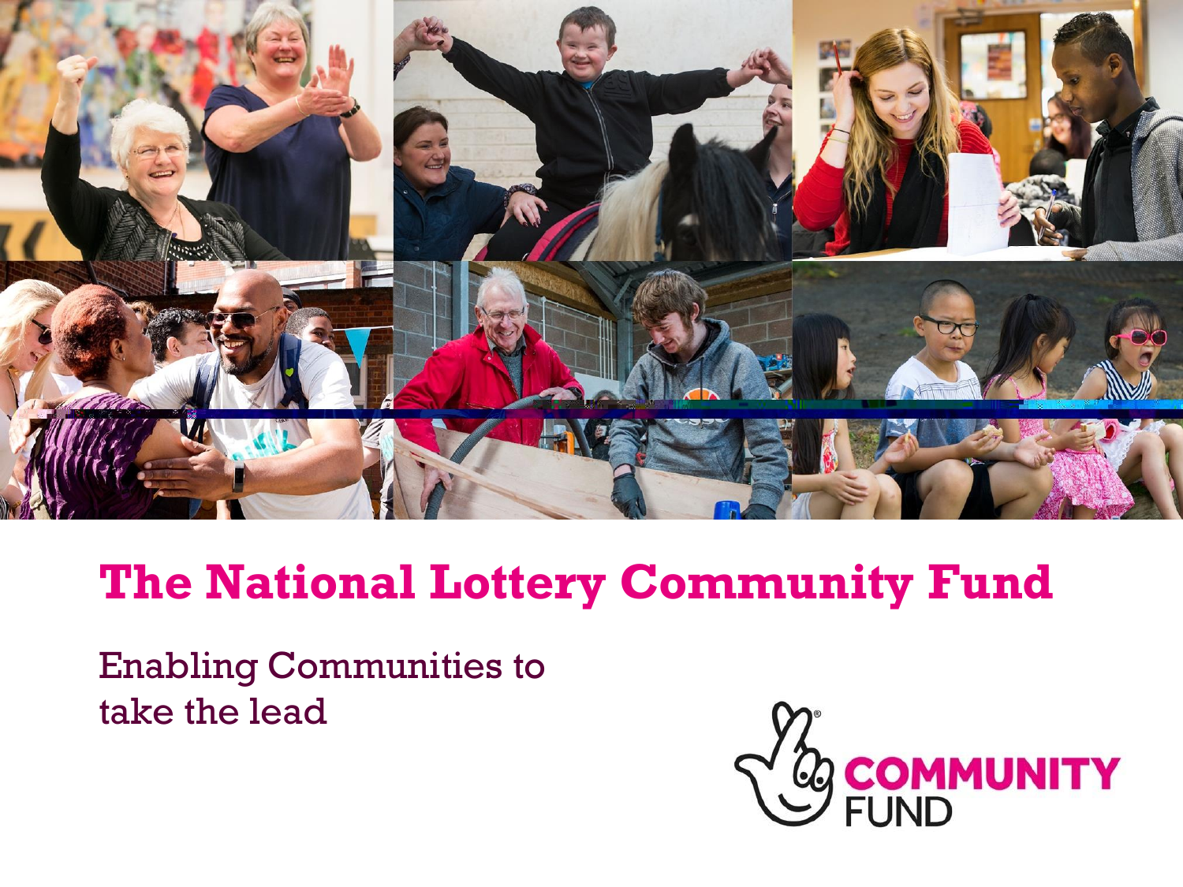# The National Lottery Community Fund

Enabling Communities to take the lead

COMMUNITY FUND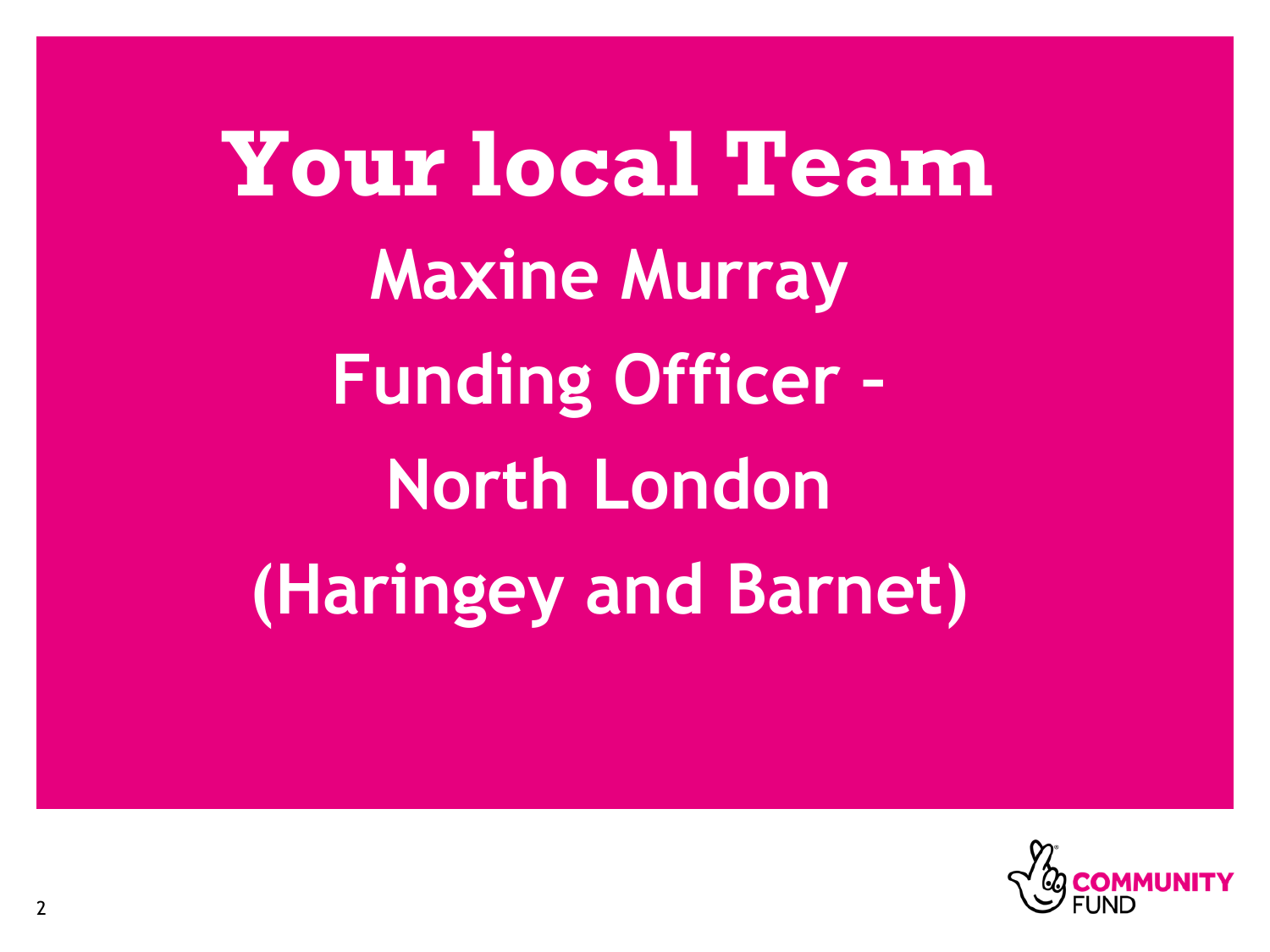# Your local Team

**Maxine Murray**

**Funding Officer -**

**North London**

**(Haringey and Barnet)**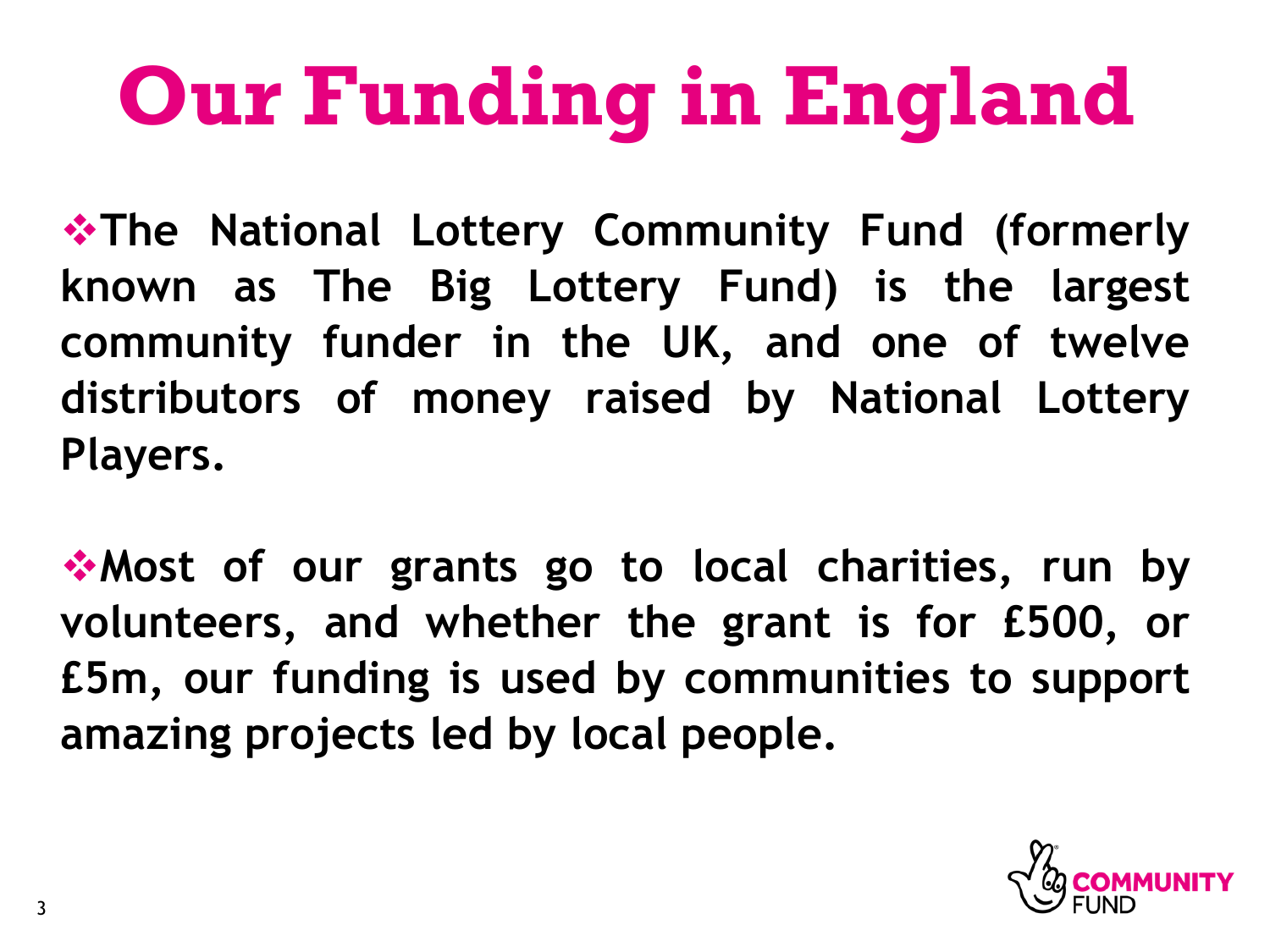# Our Funding in England

- **The National Lottery Community Fund (formerly known as The Big Lottery Fund) is the largest community funder in the UK, and one of twelve distributors of money raised by National Lottery Players.**

- **Most of our grants go to local charities, run by volunteers, and whether the grant is for £500, or £5m, our funding is used by communities to support amazing projects led by local people.**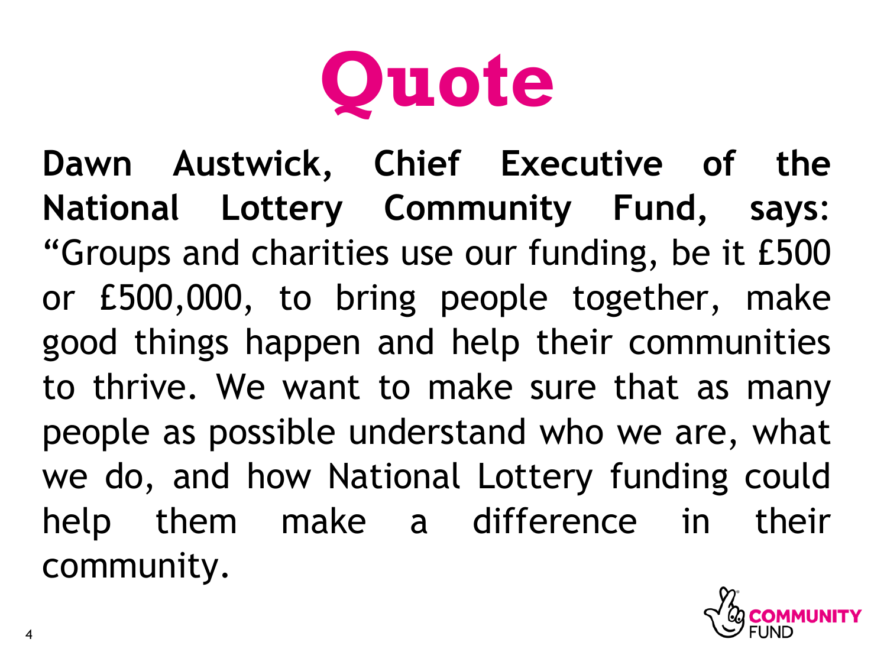# Quote

**Dawn Austwick, Chief Executive of the National Lottery Community Fund, says:** "Groups and charities use our funding, be it £500 or £500,000, to bring people together, make good things happen and help their communities to thrive. We want to make sure that as many people as possible understand who we are, what we do, and how National Lottery funding could help them make a difference in their community.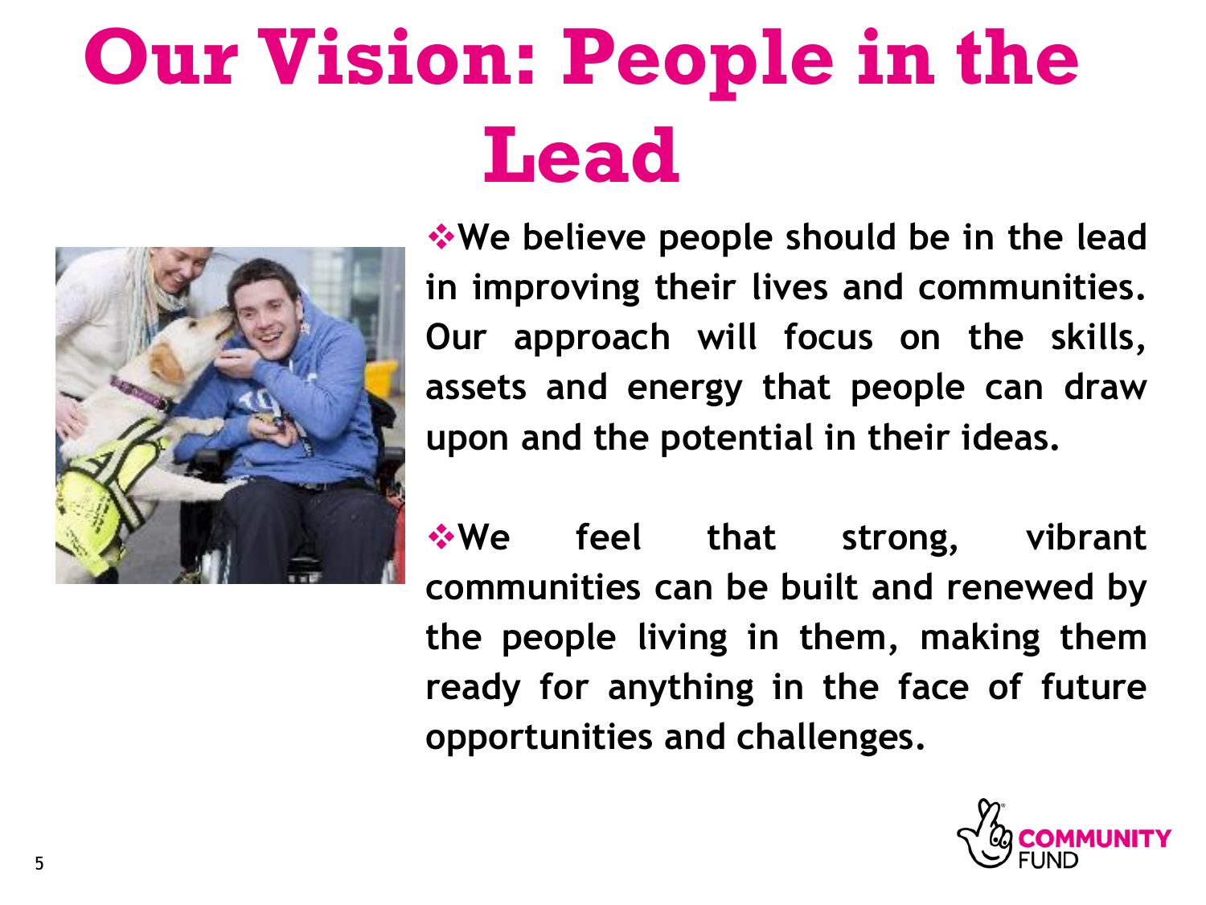# Our Vision: People in the Lead

- **We believe people should be in the lead in improving their lives and communities. Our approach will focus on the skills, assets and energy that people can draw upon and the potential in their ideas.**

- **We feel that strong, vibrant communities can be built and renewed by the people living in them, making them ready for anything in the face of future opportunities and challenges.**

COMMUNITY FUND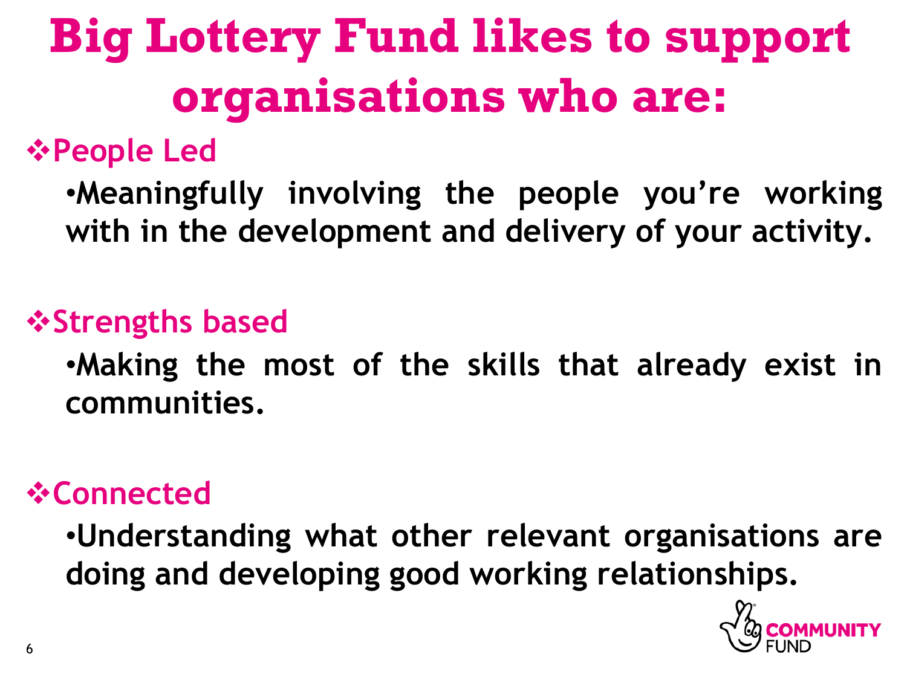# Big Lottery Fund likes to support organisations who are:

## ❖People Led

- **Meaningfully involving the people you're working with in the development and delivery of your activity.**

## ❖Strengths based

- **Making the most of the skills that already exist in communities.**

## ❖Connected

- **Understanding what other relevant organisations are doing and developing good working relationships.**

COMMUNITY FUND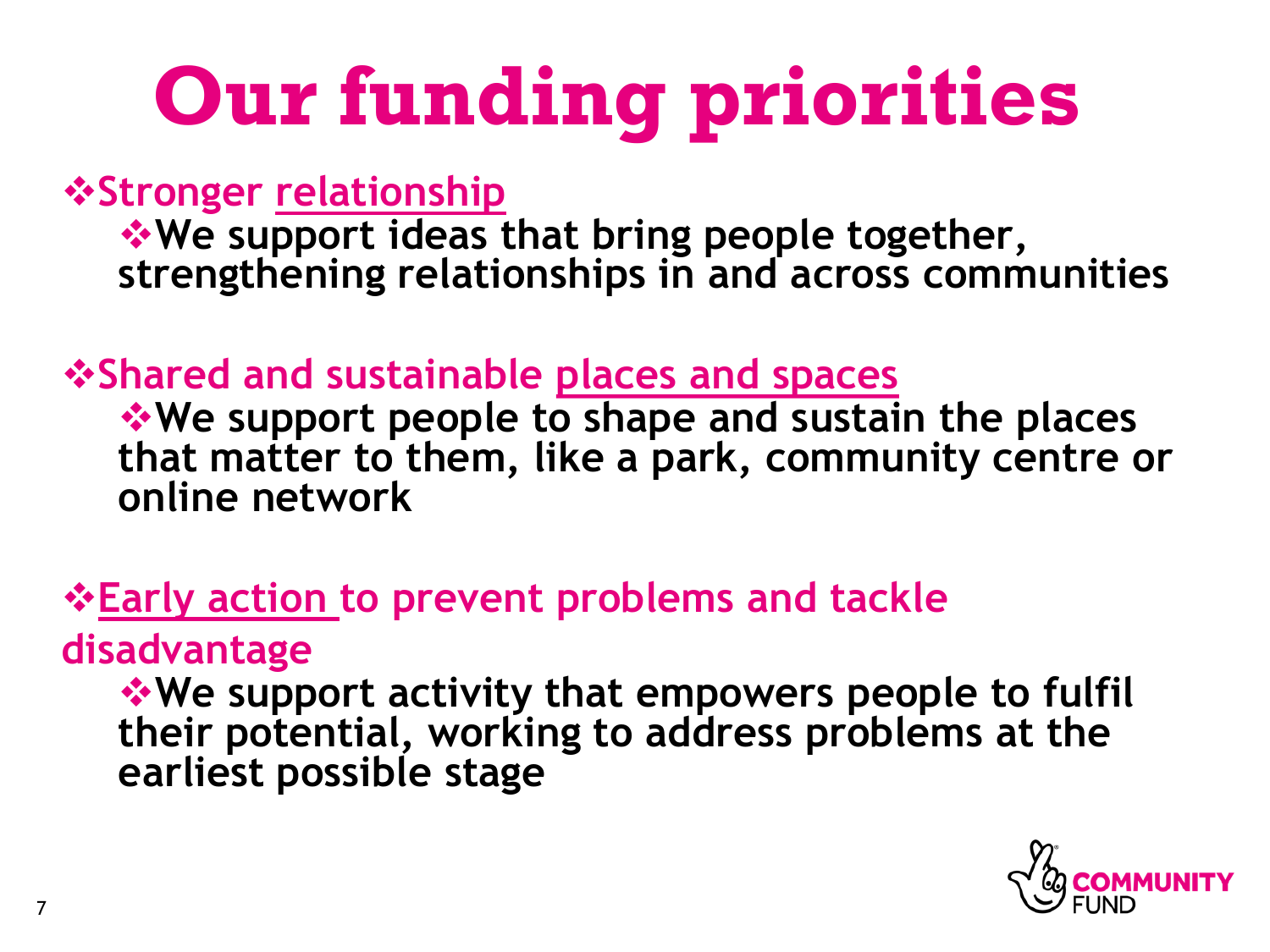# Our funding priorities

- **Stronger relationship**
  - **We support ideas that bring people together, strengthening relationships in and across communities**

- **Shared and sustainable places and spaces**
  - **We support people to shape and sustain the places that matter to them, like a park, community centre or online network**

- **Early action to prevent problems and tackle disadvantage**
  - **We support activity that empowers people to fulfil their potential, working to address problems at the earliest possible stage**

COMMUNITY FUND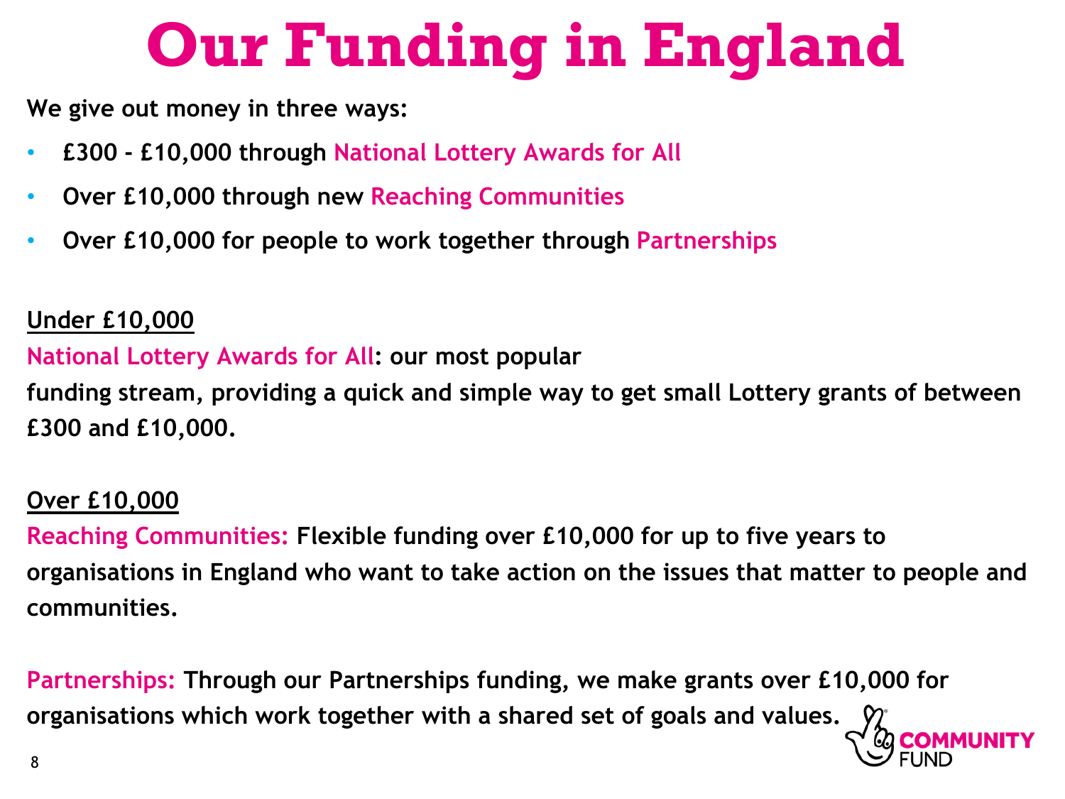# Our Funding in England

**We give out money in three ways:**

- **£300 - £10,000 through National Lottery Awards for All**
- **Over £10,000 through new Reaching Communities**
- **Over £10,000 for people to work together through Partnerships**

**Under £10,000**

**National Lottery Awards for All: our most popular funding stream, providing a quick and simple way to get small Lottery grants of between £300 and £10,000.**

**Over £10,000**

**Reaching Communities: Flexible funding over £10,000 for up to five years to organisations in England who want to take action on the issues that matter to people and communities.**

**Partnerships: Through our Partnerships funding, we make grants over £10,000 for organisations which work together with a shared set of goals and values.**

COMMUNITY FUND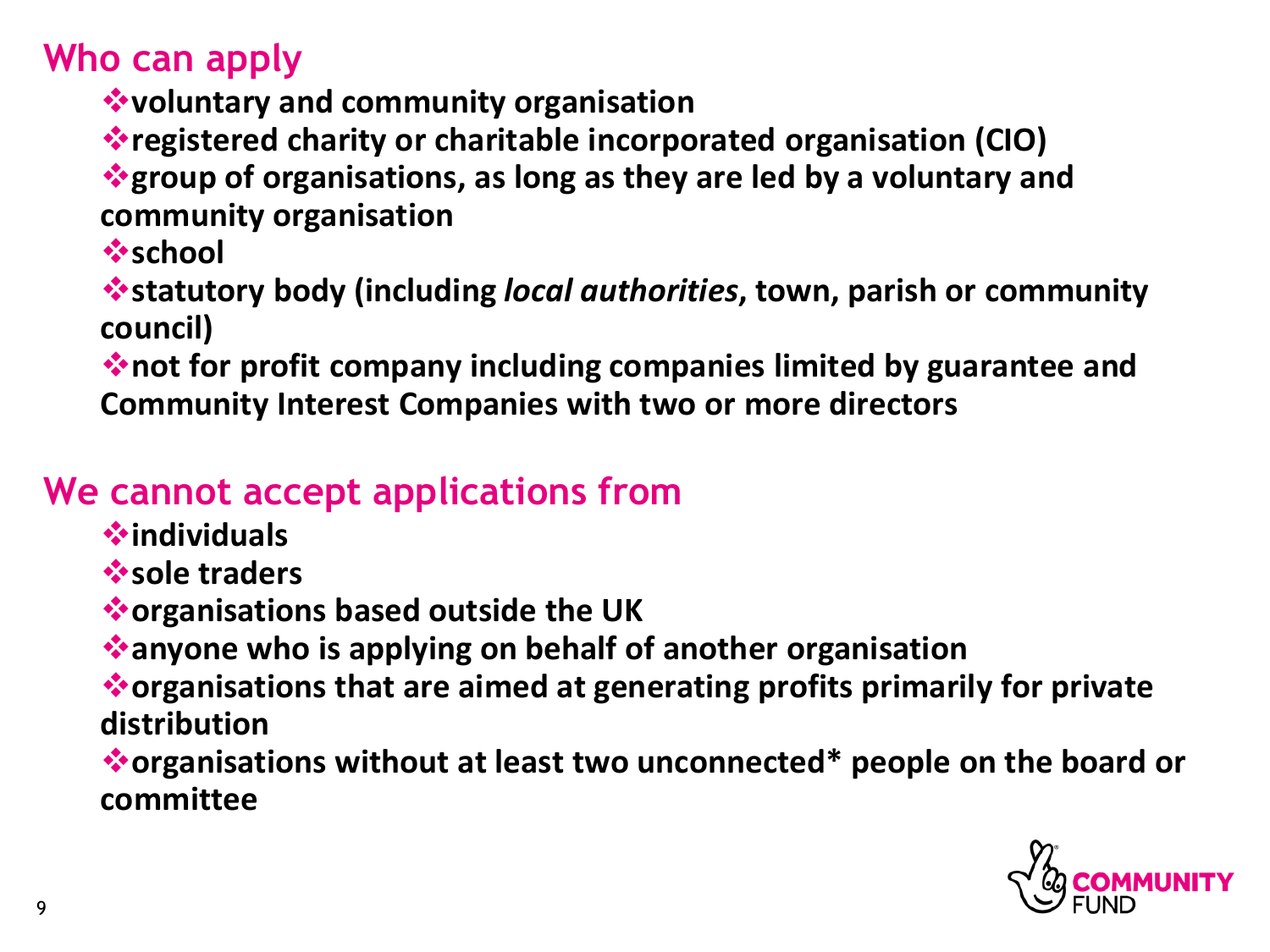## Who can apply

- **voluntary and community organisation**
- **registered charity or charitable incorporated organisation (CIO)**
- **group of organisations, as long as they are led by a voluntary and community organisation**
- **school**
- **statutory body (including *local authorities*, town, parish or community council)**
- **not for profit company including companies limited by guarantee and Community Interest Companies with two or more directors**

## We cannot accept applications from

- **individuals**
- **sole traders**
- **organisations based outside the UK**
- **anyone who is applying on behalf of another organisation**
- **organisations that are aimed at generating profits primarily for private distribution**
- **organisations without at least two unconnected* people on the board or committee**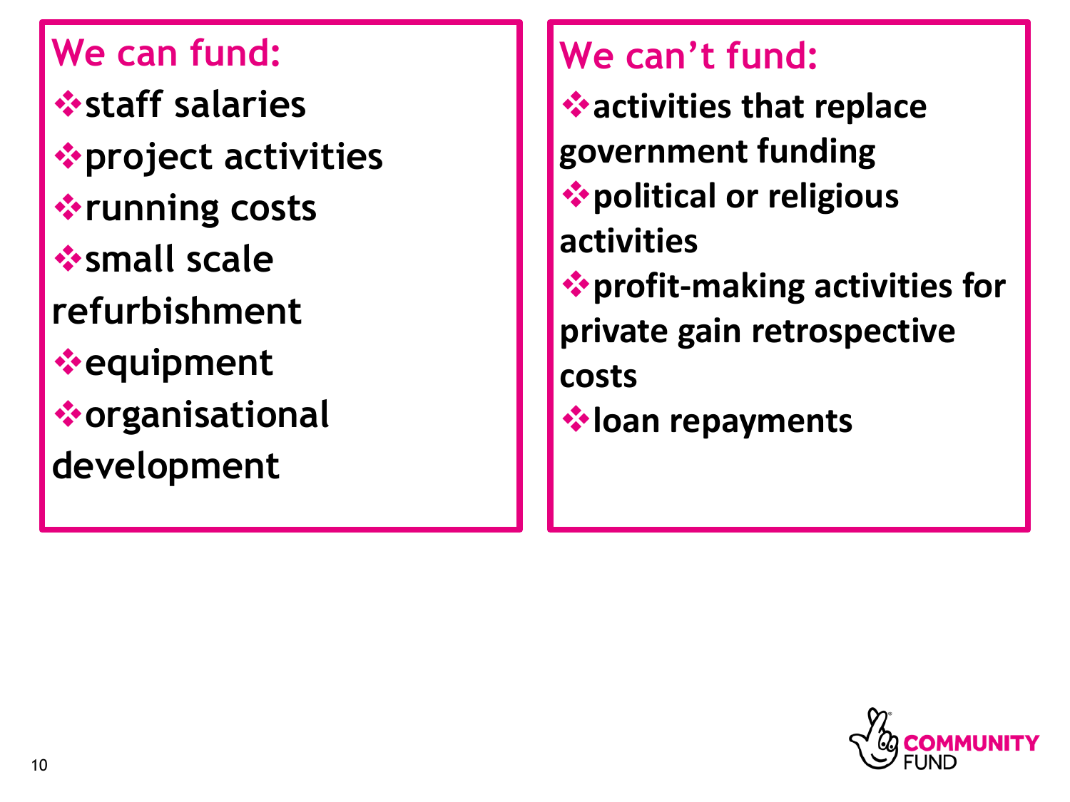## We can fund:

- staff salaries
- project activities
- running costs
- small scale refurbishment
- equipment
- organisational development

## We can't fund:

- activities that replace government funding
- political or religious activities
- profit-making activities for private gain retrospective costs
- loan repayments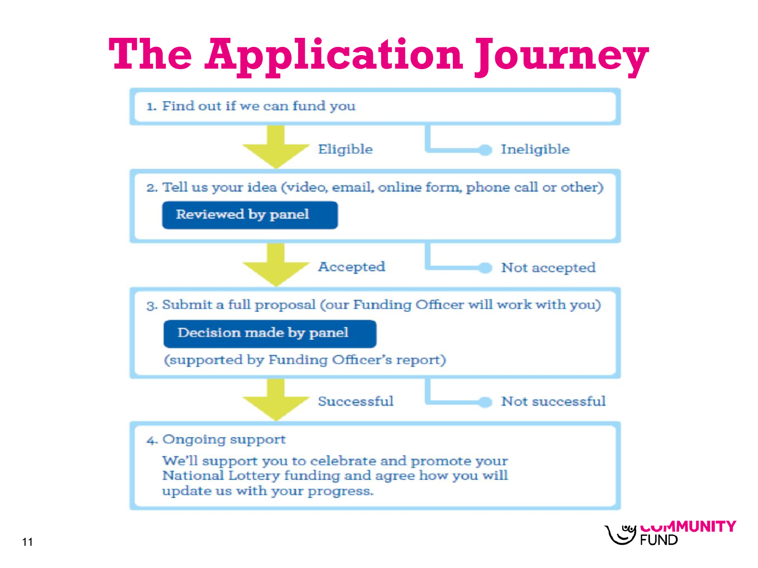# The Application Journey

1. Find out if we can fund you

   - Eligible → continue to step 2
   - Ineligible

2. Tell us your idea (video, email, online form, phone call or other)

   **Reviewed by panel**

   - Accepted → continue to step 3
   - Not accepted

3. Submit a full proposal (our Funding Officer will work with you)

   **Decision made by panel**

   (supported by Funding Officer's report)

   - Successful → continue to step 4
   - Not successful

4. Ongoing support

   We'll support you to celebrate and promote your National Lottery funding and agree how you will update us with your progress.

COMMUNITY FUND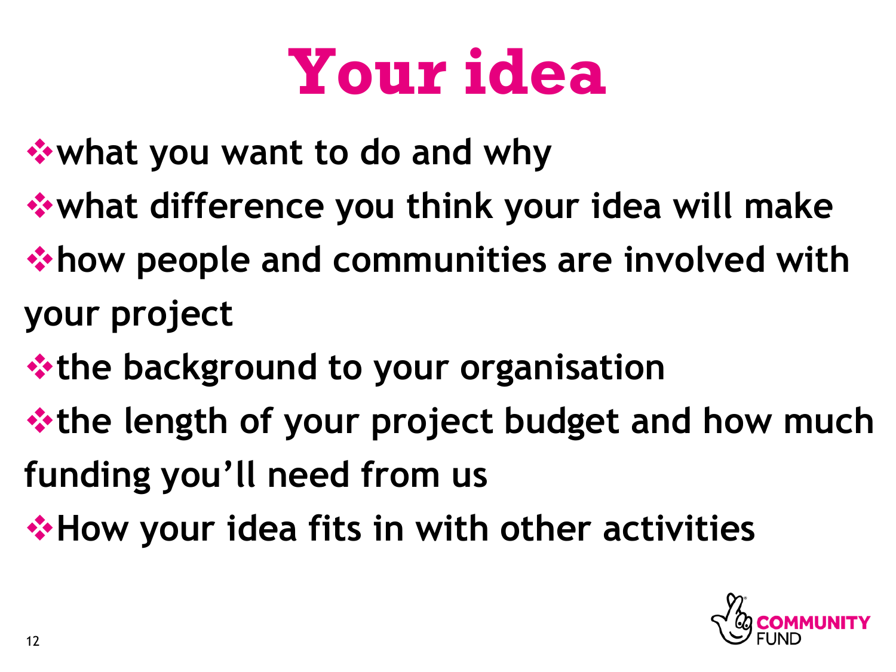# Your idea

- what you want to do and why
- what difference you think your idea will make
- how people and communities are involved with your project
- the background to your organisation
- the length of your project budget and how much funding you'll need from us
- How your idea fits in with other activities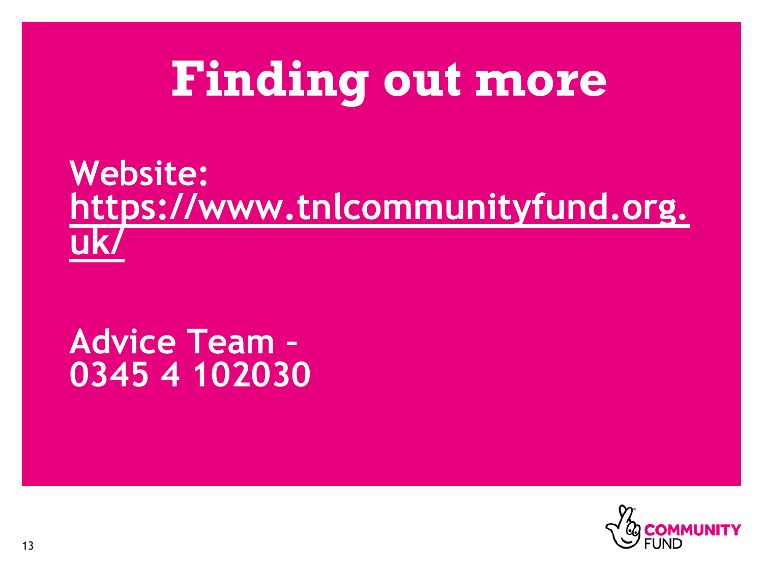# Finding out more

**Website:**
**https://www.tnlcommunityfund.org.uk/**

**Advice Team -**
**0345 4 102030**

COMMUNITY FUND